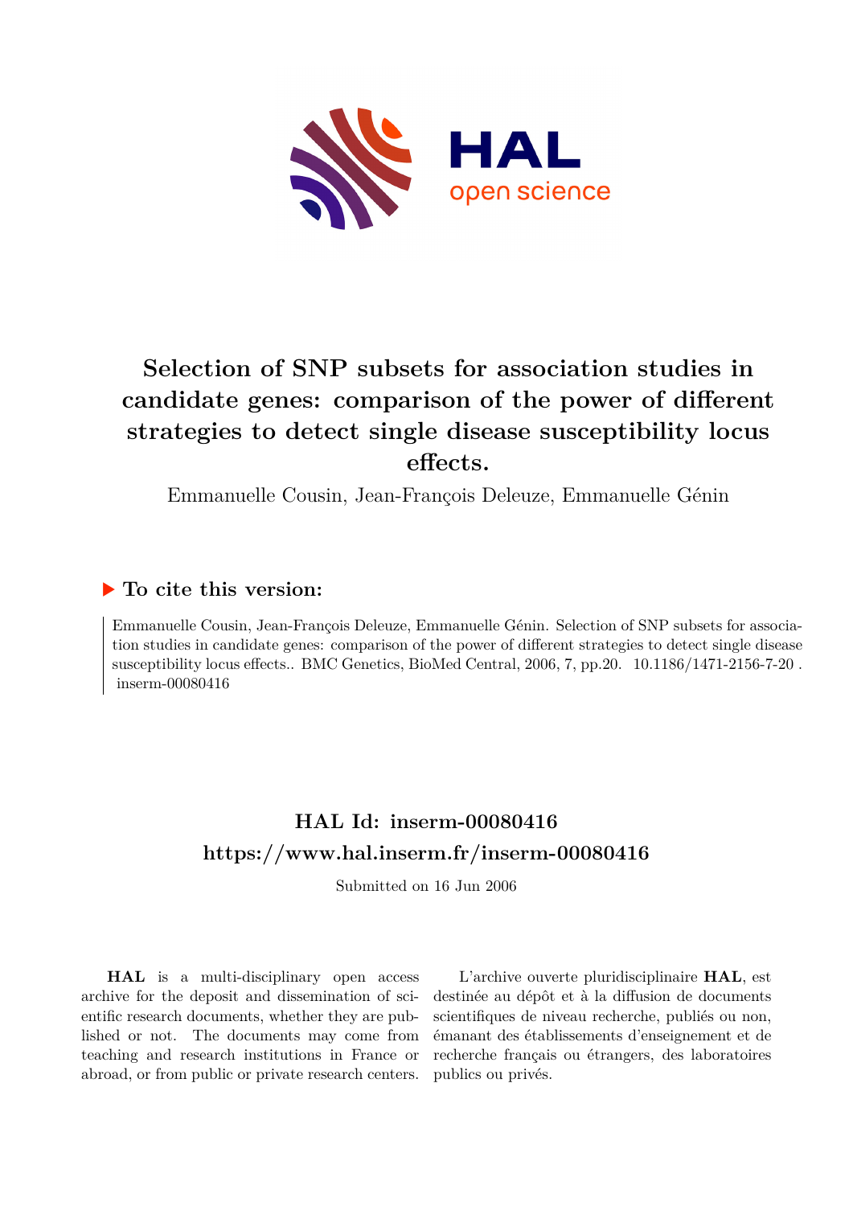# Selection of SNP subsets for association studies in candidate genes: comparison of the power of different strategies to detect single disease susceptibility locus effects.

Emmanuelle Cousin, Jean-François Deleuze, Emmanuelle Génin

## ▶ To cite this version:

Emmanuelle Cousin, Jean-François Deleuze, Emmanuelle Génin. Selection of SNP subsets for association studies in candidate genes: comparison of the power of different strategies to detect single disease susceptibility locus effects.. BMC Genetics, BioMed Central, 2006, 7, pp.20. 10.1186/1471-2156-7-20 . inserm-00080416

## HAL Id: inserm-00080416
## https://www.hal.inserm.fr/inserm-00080416

Submitted on 16 Jun 2006

**HAL** is a multi-disciplinary open access archive for the deposit and dissemination of scientific research documents, whether they are published or not. The documents may come from teaching and research institutions in France or abroad, or from public or private research centers.

L'archive ouverte pluridisciplinaire **HAL**, est destinée au dépôt et à la diffusion de documents scientifiques de niveau recherche, publiés ou non, émanant des établissements d'enseignement et de recherche français ou étrangers, des laboratoires publics ou privés.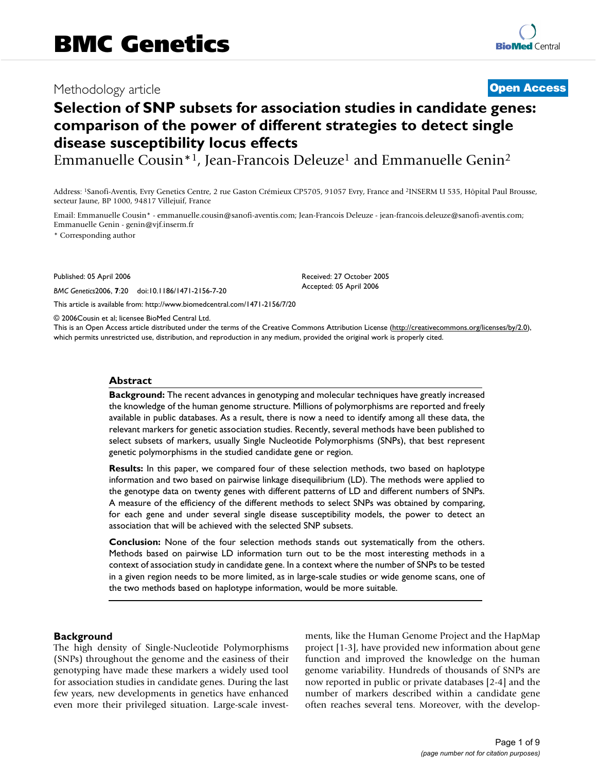# BMC Genetics

Methodology article

**Open Access**

# Selection of SNP subsets for association studies in candidate genes: comparison of the power of different strategies to detect single disease susceptibility locus effects

Emmanuelle Cousin*[1], Jean-Francois Deleuze[1] and Emmanuelle Genin[2]

Address: [1]Sanofi-Aventis, Evry Genetics Centre, 2 rue Gaston Crémieux CP5705, 91057 Evry, France and [2]INSERM U 535, Hôpital Paul Brousse, secteur Jaune, BP 1000, 94817 Villejuif, France

Email: Emmanuelle Cousin* - emmanuelle.cousin@sanofi-aventis.com; Jean-Francois Deleuze - jean-francois.deleuze@sanofi-aventis.com; Emmanuelle Genin - genin@vjf.inserm.fr

\* Corresponding author

Published: 05 April 2006

*BMC Genetics*2006, **7**:20 doi:10.1186/1471-2156-7-20

Received: 27 October 2005

Accepted: 05 April 2006

This article is available from: http://www.biomedcentral.com/1471-2156/7/20

© 2006Cousin et al; licensee BioMed Central Ltd.

This is an Open Access article distributed under the terms of the Creative Commons Attribution License (http://creativecommons.org/licenses/by/2.0), which permits unrestricted use, distribution, and reproduction in any medium, provided the original work is properly cited.

## Abstract

**Background:** The recent advances in genotyping and molecular techniques have greatly increased the knowledge of the human genome structure. Millions of polymorphisms are reported and freely available in public databases. As a result, there is now a need to identify among all these data, the relevant markers for genetic association studies. Recently, several methods have been published to select subsets of markers, usually Single Nucleotide Polymorphisms (SNPs), that best represent genetic polymorphisms in the studied candidate gene or region.

**Results:** In this paper, we compared four of these selection methods, two based on haplotype information and two based on pairwise linkage disequilibrium (LD). The methods were applied to the genotype data on twenty genes with different patterns of LD and different numbers of SNPs. A measure of the efficiency of the different methods to select SNPs was obtained by comparing, for each gene and under several single disease susceptibility models, the power to detect an association that will be achieved with the selected SNP subsets.

**Conclusion:** None of the four selection methods stands out systematically from the others. Methods based on pairwise LD information turn out to be the most interesting methods in a context of association study in candidate gene. In a context where the number of SNPs to be tested in a given region needs to be more limited, as in large-scale studies or wide genome scans, one of the two methods based on haplotype information, would be more suitable.

## Background

The high density of Single-Nucleotide Polymorphisms (SNPs) throughout the genome and the easiness of their genotyping have made these markers a widely used tool for association studies in candidate genes. During the last few years, new developments in genetics have enhanced even more their privileged situation. Large-scale investments, like the Human Genome Project and the HapMap project [1-3], have provided new information about gene function and improved the knowledge on the human genome variability. Hundreds of thousands of SNPs are now reported in public or private databases [2-4] and the number of markers described within a candidate gene often reaches several tens. Moreover, with the develop-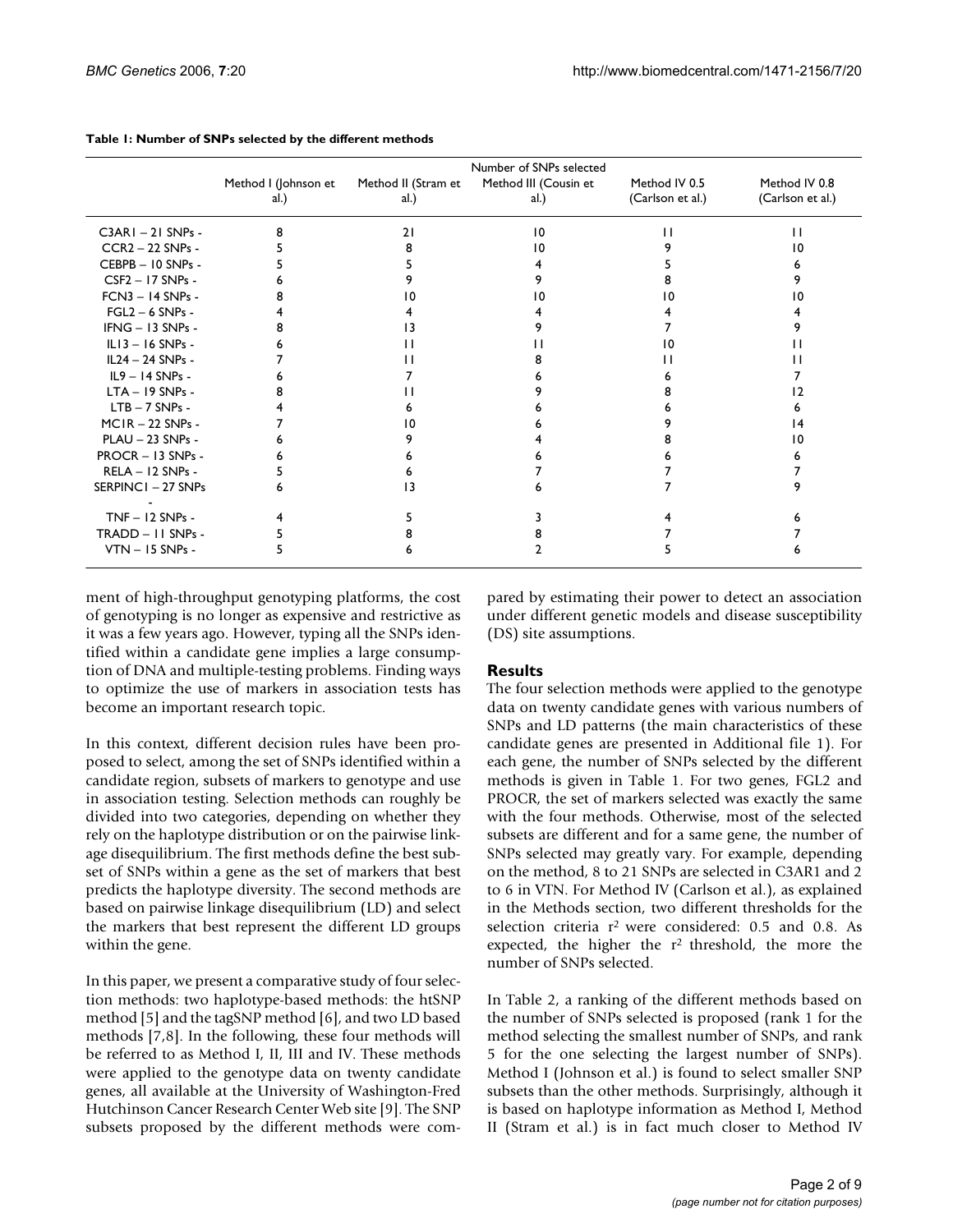**Table 1: Number of SNPs selected by the different methods**

| | Number of SNPs selected | | | | |
|---|---|---|---|---|---|
| | Method I (Johnson et al.) | Method II (Stram et al.) | Method III (Cousin et al.) | Method IV 0.5 (Carlson et al.) | Method IV 0.8 (Carlson et al.) |
| C3AR1 – 21 SNPs - | 8 | 21 | 10 | 11 | 11 |
| CCR2 – 22 SNPs - | 5 | 8 | 10 | 9 | 10 |
| CEBPB – 10 SNPs - | 5 | 5 | 4 | 5 | 6 |
| CSF2 – 17 SNPs - | 6 | 9 | 9 | 8 | 9 |
| FCN3 – 14 SNPs - | 8 | 10 | 10 | 10 | 10 |
| FGL2 – 6 SNPs - | 4 | 4 | 4 | 4 | 4 |
| IFNG – 13 SNPs - | 8 | 13 | 9 | 7 | 9 |
| IL13 – 16 SNPs - | 6 | 11 | 11 | 10 | 11 |
| IL24 – 24 SNPs - | 7 | 11 | 8 | 11 | 11 |
| IL9 – 14 SNPs - | 6 | 7 | 6 | 6 | 7 |
| LTA – 19 SNPs - | 8 | 11 | 9 | 8 | 12 |
| LTB – 7 SNPs - | 4 | 6 | 6 | 6 | 6 |
| MC1R – 22 SNPs - | 7 | 10 | 6 | 9 | 14 |
| PLAU – 23 SNPs - | 6 | 9 | 4 | 8 | 10 |
| PROCR – 13 SNPs - | 6 | 6 | 6 | 6 | 6 |
| RELA – 12 SNPs - | 5 | 6 | 7 | 7 | 7 |
| SERPINC1 – 27 SNPs - | 6 | 13 | 6 | 7 | 9 |
| TNF – 12 SNPs - | 4 | 5 | 3 | 4 | 6 |
| TRADD – 11 SNPs - | 5 | 8 | 8 | 7 | 7 |
| VTN – 15 SNPs - | 5 | 6 | 2 | 5 | 6 |

ment of high-throughput genotyping platforms, the cost of genotyping is no longer as expensive and restrictive as it was a few years ago. However, typing all the SNPs identified within a candidate gene implies a large consumption of DNA and multiple-testing problems. Finding ways to optimize the use of markers in association tests has become an important research topic.

In this context, different decision rules have been proposed to select, among the set of SNPs identified within a candidate region, subsets of markers to genotype and use in association testing. Selection methods can roughly be divided into two categories, depending on whether they rely on the haplotype distribution or on the pairwise linkage disequilibrium. The first methods define the best subset of SNPs within a gene as the set of markers that best predicts the haplotype diversity. The second methods are based on pairwise linkage disequilibrium (LD) and select the markers that best represent the different LD groups within the gene.

In this paper, we present a comparative study of four selection methods: two haplotype-based methods: the htSNP method [5] and the tagSNP method [6], and two LD based methods [7,8]. In the following, these four methods will be referred to as Method I, II, III and IV. These methods were applied to the genotype data on twenty candidate genes, all available at the University of Washington-Fred Hutchinson Cancer Research Center Web site [9]. The SNP subsets proposed by the different methods were compared by estimating their power to detect an association under different genetic models and disease susceptibility (DS) site assumptions.

## Results

The four selection methods were applied to the genotype data on twenty candidate genes with various numbers of SNPs and LD patterns (the main characteristics of these candidate genes are presented in Additional file 1). For each gene, the number of SNPs selected by the different methods is given in Table 1. For two genes, FGL2 and PROCR, the set of markers selected was exactly the same with the four methods. Otherwise, most of the selected subsets are different and for a same gene, the number of SNPs selected may greatly vary. For example, depending on the method, 8 to 21 SNPs are selected in C3AR1 and 2 to 6 in VTN. For Method IV (Carlson et al.), as explained in the Methods section, two different thresholds for the selection criteria $r^2$ were considered: 0.5 and 0.8. As expected, the higher the $r^2$ threshold, the more the number of SNPs selected.

In Table 2, a ranking of the different methods based on the number of SNPs selected is proposed (rank 1 for the method selecting the smallest number of SNPs, and rank 5 for the one selecting the largest number of SNPs). Method I (Johnson et al.) is found to select smaller SNP subsets than the other methods. Surprisingly, although it is based on haplotype information as Method I, Method II (Stram et al.) is in fact much closer to Method IV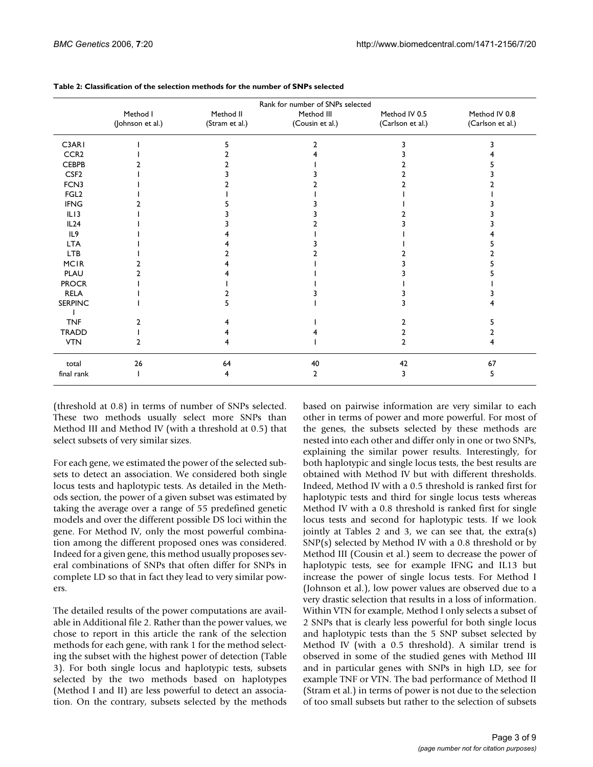**Table 2: Classification of the selection methods for the number of SNPs selected**

| | Rank for number of SNPs selected | | | | |
|---|---|---|---|---|---|
| | Method I (Johnson et al.) | Method II (Stram et al.) | Method III (Cousin et al.) | Method IV 0.5 (Carlson et al.) | Method IV 0.8 (Carlson et al.) |
| C3AR1 | 1 | 5 | 2 | 3 | 3 |
| CCR2 | 1 | 2 | 4 | 3 | 4 |
| CEBPB | 2 | 2 | 1 | 2 | 5 |
| CSF2 | 1 | 3 | 3 | 2 | 3 |
| FCN3 | 1 | 2 | 2 | 2 | 2 |
| FGL2 | 1 | 1 | 1 | 1 | 1 |
| IFNG | 2 | 5 | 3 | 1 | 3 |
| IL13 | 1 | 3 | 3 | 2 | 3 |
| IL24 | 1 | 3 | 2 | 3 | 3 |
| IL9 | 1 | 4 | 1 | 1 | 4 |
| LTA | 1 | 4 | 3 | 1 | 5 |
| LTB | 1 | 2 | 2 | 2 | 2 |
| MC1R | 2 | 4 | 1 | 3 | 5 |
| PLAU | 2 | 4 | 1 | 3 | 5 |
| PROCR | 1 | 1 | 1 | 1 | 1 |
| RELA | 1 | 2 | 3 | 3 | 3 |
| SERPINC1 | 1 | 5 | 1 | 3 | 4 |
| TNF | 2 | 4 | 1 | 2 | 5 |
| TRADD | 1 | 4 | 4 | 2 | 2 |
| VTN | 2 | 4 | 1 | 2 | 4 |
| total | 26 | 64 | 40 | 42 | 67 |
| final rank | 1 | 4 | 2 | 3 | 5 |

(threshold at 0.8) in terms of number of SNPs selected. These two methods usually select more SNPs than Method III and Method IV (with a threshold at 0.5) that select subsets of very similar sizes.

For each gene, we estimated the power of the selected subsets to detect an association. We considered both single locus tests and haplotypic tests. As detailed in the Methods section, the power of a given subset was estimated by taking the average over a range of 55 predefined genetic models and over the different possible DS loci within the gene. For Method IV, only the most powerful combination among the different proposed ones was considered. Indeed for a given gene, this method usually proposes several combinations of SNPs that often differ for SNPs in complete LD so that in fact they lead to very similar powers.

The detailed results of the power computations are available in Additional file 2. Rather than the power values, we chose to report in this article the rank of the selection methods for each gene, with rank 1 for the method selecting the subset with the highest power of detection (Table 3). For both single locus and haplotypic tests, subsets selected by the two methods based on haplotypes (Method I and II) are less powerful to detect an association. On the contrary, subsets selected by the methods based on pairwise information are very similar to each other in terms of power and more powerful. For most of the genes, the subsets selected by these methods are nested into each other and differ only in one or two SNPs, explaining the similar power results. Interestingly, for both haplotypic and single locus tests, the best results are obtained with Method IV but with different thresholds. Indeed, Method IV with a 0.5 threshold is ranked first for haplotypic tests and third for single locus tests whereas Method IV with a 0.8 threshold is ranked first for single locus tests and second for haplotypic tests. If we look jointly at Tables 2 and 3, we can see that, the extra(s) SNP(s) selected by Method IV with a 0.8 threshold or by Method III (Cousin et al.) seem to decrease the power of haplotypic tests, see for example IFNG and IL13 but increase the power of single locus tests. For Method I (Johnson et al.), low power values are observed due to a very drastic selection that results in a loss of information. Within VTN for example, Method I only selects a subset of 2 SNPs that is clearly less powerful for both single locus and haplotypic tests than the 5 SNP subset selected by Method IV (with a 0.5 threshold). A similar trend is observed in some of the studied genes with Method III and in particular genes with SNPs in high LD, see for example TNF or VTN. The bad performance of Method II (Stram et al.) in terms of power is not due to the selection of too small subsets but rather to the selection of subsets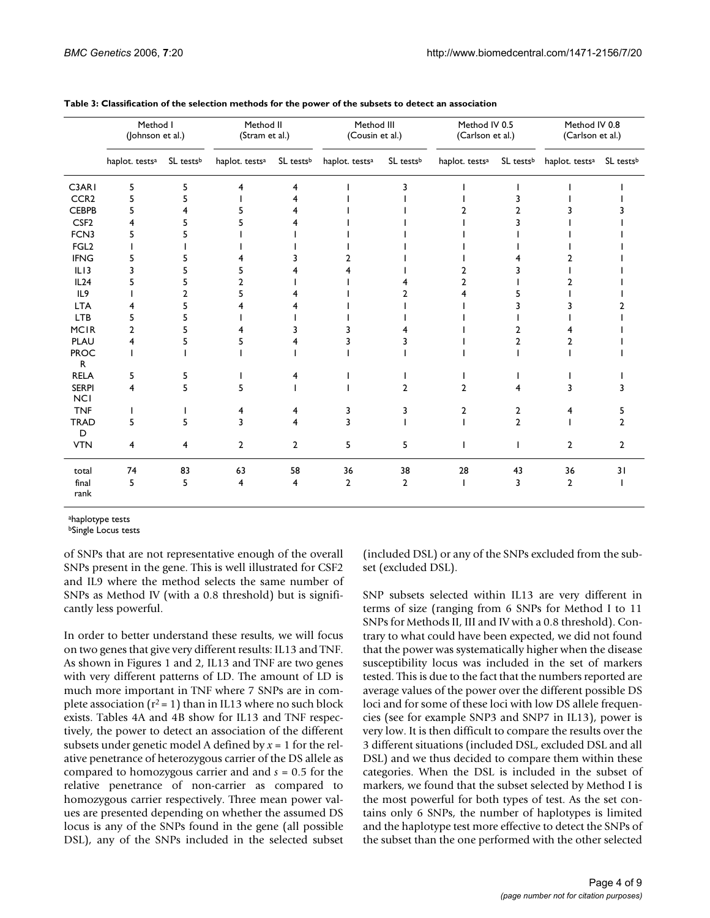**Table 3: Classification of the selection methods for the power of the subsets to detect an association**

| | Method I (Johnson et al.) | | Method II (Stram et al.) | | Method III (Cousin et al.) | | Method IV 0.5 (Carlson et al.) | | Method IV 0.8 (Carlson et al.) | |
|---|---|---|---|---|---|---|---|---|---|---|
| | haplot. tests[a] | SL tests[b] | haplot. tests[a] | SL tests[b] | haplot. tests[a] | SL tests[b] | haplot. tests[a] | SL tests[b] | haplot. tests[a] | SL tests[b] |
| C3AR1 | 5 | 5 | 4 | 4 | 1 | 3 | 1 | 1 | 1 | 1 |
| CCR2 | 5 | 5 | 1 | 4 | 1 | 1 | 1 | 3 | 1 | 1 |
| CEBPB | 5 | 4 | 5 | 4 | 1 | 1 | 2 | 2 | 3 | 3 |
| CSF2 | 4 | 5 | 5 | 4 | 1 | 1 | 1 | 3 | 1 | 1 |
| FCN3 | 5 | 5 | 1 | 1 | 1 | 1 | 1 | 1 | 1 | 1 |
| FGL2 | 1 | 1 | 1 | 1 | 1 | 1 | 1 | 1 | 1 | 1 |
| IFNG | 5 | 5 | 4 | 3 | 2 | 1 | 1 | 4 | 2 | 1 |
| IL13 | 3 | 5 | 5 | 4 | 4 | 1 | 2 | 3 | 1 | 1 |
| IL24 | 5 | 5 | 2 | 1 | 1 | 4 | 2 | 1 | 2 | 1 |
| IL9 | 1 | 2 | 5 | 4 | 1 | 2 | 4 | 5 | 1 | 1 |
| LTA | 4 | 5 | 4 | 4 | 1 | 1 | 1 | 3 | 3 | 2 |
| LTB | 5 | 5 | 1 | 1 | 1 | 1 | 1 | 1 | 1 | 1 |
| MC1R | 2 | 5 | 4 | 3 | 3 | 4 | 1 | 2 | 4 | 1 |
| PLAU | 4 | 5 | 5 | 4 | 3 | 3 | 1 | 2 | 2 | 1 |
| PROCR | 1 | 1 | 1 | 1 | 1 | 1 | 1 | 1 | 1 | 1 |
| RELA | 5 | 5 | 1 | 4 | 1 | 1 | 1 | 1 | 1 | 1 |
| SERPINC1 | 4 | 5 | 5 | 1 | 1 | 2 | 2 | 4 | 3 | 3 |
| TNF | 1 | 1 | 4 | 4 | 3 | 3 | 2 | 2 | 4 | 5 |
| TRADD | 5 | 5 | 3 | 4 | 3 | 1 | 1 | 2 | 1 | 2 |
| VTN | 4 | 4 | 2 | 2 | 5 | 5 | 1 | 1 | 2 | 2 |
| total | 74 | 83 | 63 | 58 | 36 | 38 | 28 | 43 | 36 | 31 |
| final rank | 5 | 5 | 4 | 4 | 2 | 2 | 1 | 3 | 2 | 1 |

[a]haplotype tests
[b]Single Locus tests

of SNPs that are not representative enough of the overall SNPs present in the gene. This is well illustrated for CSF2 and IL9 where the method selects the same number of SNPs as Method IV (with a 0.8 threshold) but is significantly less powerful.

In order to better understand these results, we will focus on two genes that give very different results: IL13 and TNF. As shown in Figures 1 and 2, IL13 and TNF are two genes with very different patterns of LD. The amount of LD is much more important in TNF where 7 SNPs are in complete association ($r^2 = 1$) than in IL13 where no such block exists. Tables 4A and 4B show for IL13 and TNF respectively, the power to detect an association of the different subsets under genetic model A defined by $x = 1$ for the relative penetrance of heterozygous carrier of the DS allele as compared to homozygous carrier and and $s = 0.5$ for the relative penetrance of non-carrier as compared to homozygous carrier respectively. Three mean power values are presented depending on whether the assumed DS locus is any of the SNPs found in the gene (all possible DSL), any of the SNPs included in the selected subset (included DSL) or any of the SNPs excluded from the subset (excluded DSL).

SNP subsets selected within IL13 are very different in terms of size (ranging from 6 SNPs for Method I to 11 SNPs for Methods II, III and IV with a 0.8 threshold). Contrary to what could have been expected, we did not found that the power was systematically higher when the disease susceptibility locus was included in the set of markers tested. This is due to the fact that the numbers reported are average values of the power over the different possible DS loci and for some of these loci with low DS allele frequencies (see for example SNP3 and SNP7 in IL13), power is very low. It is then difficult to compare the results over the 3 different situations (included DSL, excluded DSL and all DSL) and we thus decided to compare them within these categories. When the DSL is included in the subset of markers, we found that the subset selected by Method I is the most powerful for both types of test. As the set contains only 6 SNPs, the number of haplotypes is limited and the haplotype test more effective to detect the SNPs of the subset than the one performed with the other selected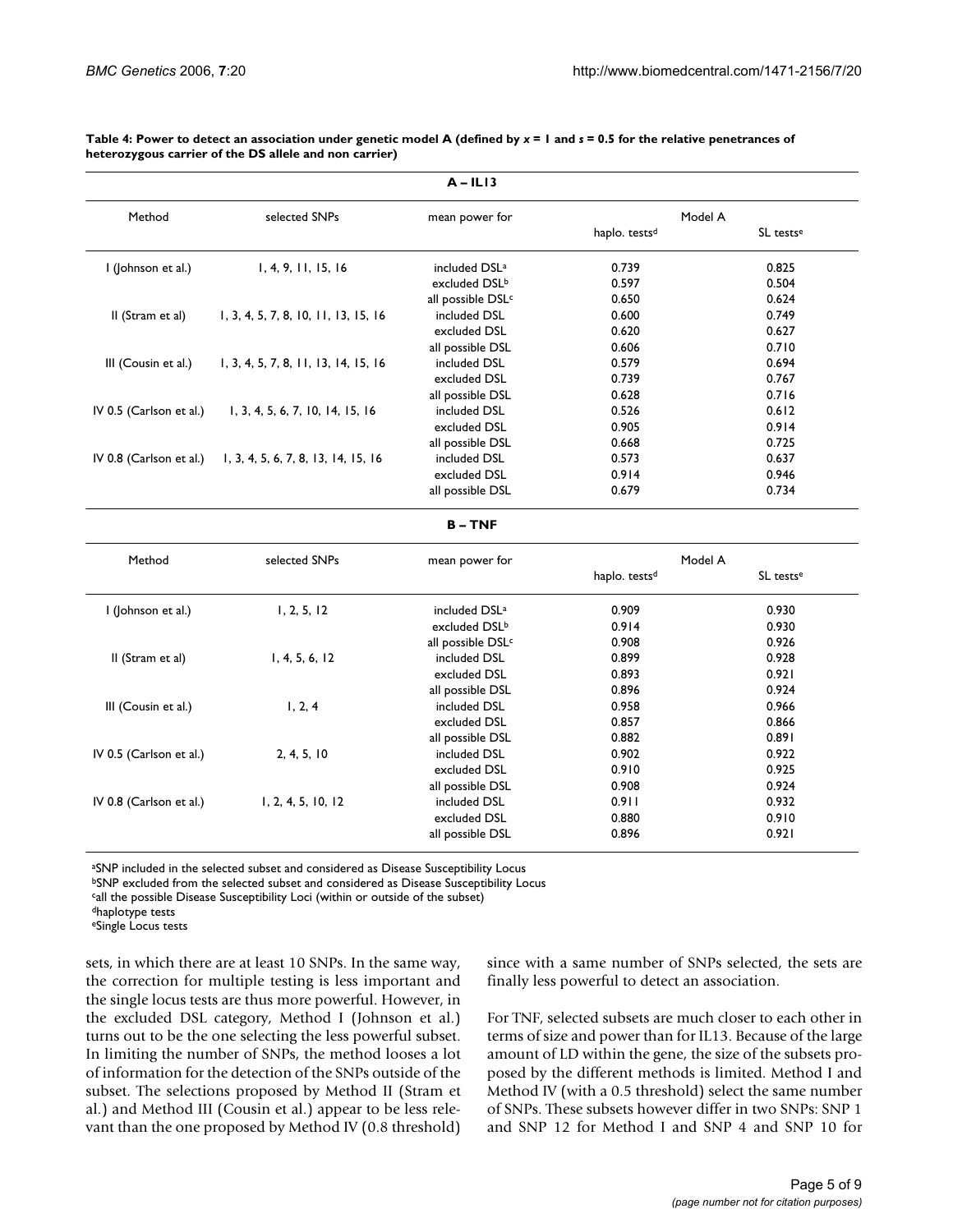**Table 4: Power to detect an association under genetic model A (defined by $x = 1$ and $s = 0.5$ for the relative penetrances of heterozygous carrier of the DS allele and non carrier)**

**A – IL13**

| Method | selected SNPs | mean power for | Model A | |
|---|---|---|---|---|
| | | | haplo. tests[d] | SL tests[e] |
| I (Johnson et al.) | 1, 4, 9, 11, 15, 16 | included DSL[a] | 0.739 | 0.825 |
| | | excluded DSL[b] | 0.597 | 0.504 |
| | | all possible DSL[c] | 0.650 | 0.624 |
| II (Stram et al) | 1, 3, 4, 5, 7, 8, 10, 11, 13, 15, 16 | included DSL | 0.600 | 0.749 |
| | | excluded DSL | 0.620 | 0.627 |
| | | all possible DSL | 0.606 | 0.710 |
| III (Cousin et al.) | 1, 3, 4, 5, 7, 8, 11, 13, 14, 15, 16 | included DSL | 0.579 | 0.694 |
| | | excluded DSL | 0.739 | 0.767 |
| | | all possible DSL | 0.628 | 0.716 |
| IV 0.5 (Carlson et al.) | 1, 3, 4, 5, 6, 7, 10, 14, 15, 16 | included DSL | 0.526 | 0.612 |
| | | excluded DSL | 0.905 | 0.914 |
| | | all possible DSL | 0.668 | 0.725 |
| IV 0.8 (Carlson et al.) | 1, 3, 4, 5, 6, 7, 8, 13, 14, 15, 16 | included DSL | 0.573 | 0.637 |
| | | excluded DSL | 0.914 | 0.946 |
| | | all possible DSL | 0.679 | 0.734 |

**B – TNF**

| Method | selected SNPs | mean power for | Model A | |
|---|---|---|---|---|
| | | | haplo. tests[d] | SL tests[e] |
| I (Johnson et al.) | 1, 2, 5, 12 | included DSL[a] | 0.909 | 0.930 |
| | | excluded DSL[b] | 0.914 | 0.930 |
| | | all possible DSL[c] | 0.908 | 0.926 |
| II (Stram et al) | 1, 4, 5, 6, 12 | included DSL | 0.899 | 0.928 |
| | | excluded DSL | 0.893 | 0.921 |
| | | all possible DSL | 0.896 | 0.924 |
| III (Cousin et al.) | 1, 2, 4 | included DSL | 0.958 | 0.966 |
| | | excluded DSL | 0.857 | 0.866 |
| | | all possible DSL | 0.882 | 0.891 |
| IV 0.5 (Carlson et al.) | 2, 4, 5, 10 | included DSL | 0.902 | 0.922 |
| | | excluded DSL | 0.910 | 0.925 |
| | | all possible DSL | 0.908 | 0.924 |
| IV 0.8 (Carlson et al.) | 1, 2, 4, 5, 10, 12 | included DSL | 0.911 | 0.932 |
| | | excluded DSL | 0.880 | 0.910 |
| | | all possible DSL | 0.896 | 0.921 |

[a]SNP included in the selected subset and considered as Disease Susceptibility Locus
[b]SNP excluded from the selected subset and considered as Disease Susceptibility Locus
[c]all the possible Disease Susceptibility Loci (within or outside of the subset)
[d]haplotype tests
[e]Single Locus tests

sets, in which there are at least 10 SNPs. In the same way, the correction for multiple testing is less important and the single locus tests are thus more powerful. However, in the excluded DSL category, Method I (Johnson et al.) turns out to be the one selecting the less powerful subset. In limiting the number of SNPs, the method looses a lot of information for the detection of the SNPs outside of the subset. The selections proposed by Method II (Stram et al.) and Method III (Cousin et al.) appear to be less relevant than the one proposed by Method IV (0.8 threshold) since with a same number of SNPs selected, the sets are finally less powerful to detect an association.

For TNF, selected subsets are much closer to each other in terms of size and power than for IL13. Because of the large amount of LD within the gene, the size of the subsets proposed by the different methods is limited. Method I and Method IV (with a 0.5 threshold) select the same number of SNPs. These subsets however differ in two SNPs: SNP 1 and SNP 12 for Method I and SNP 4 and SNP 10 for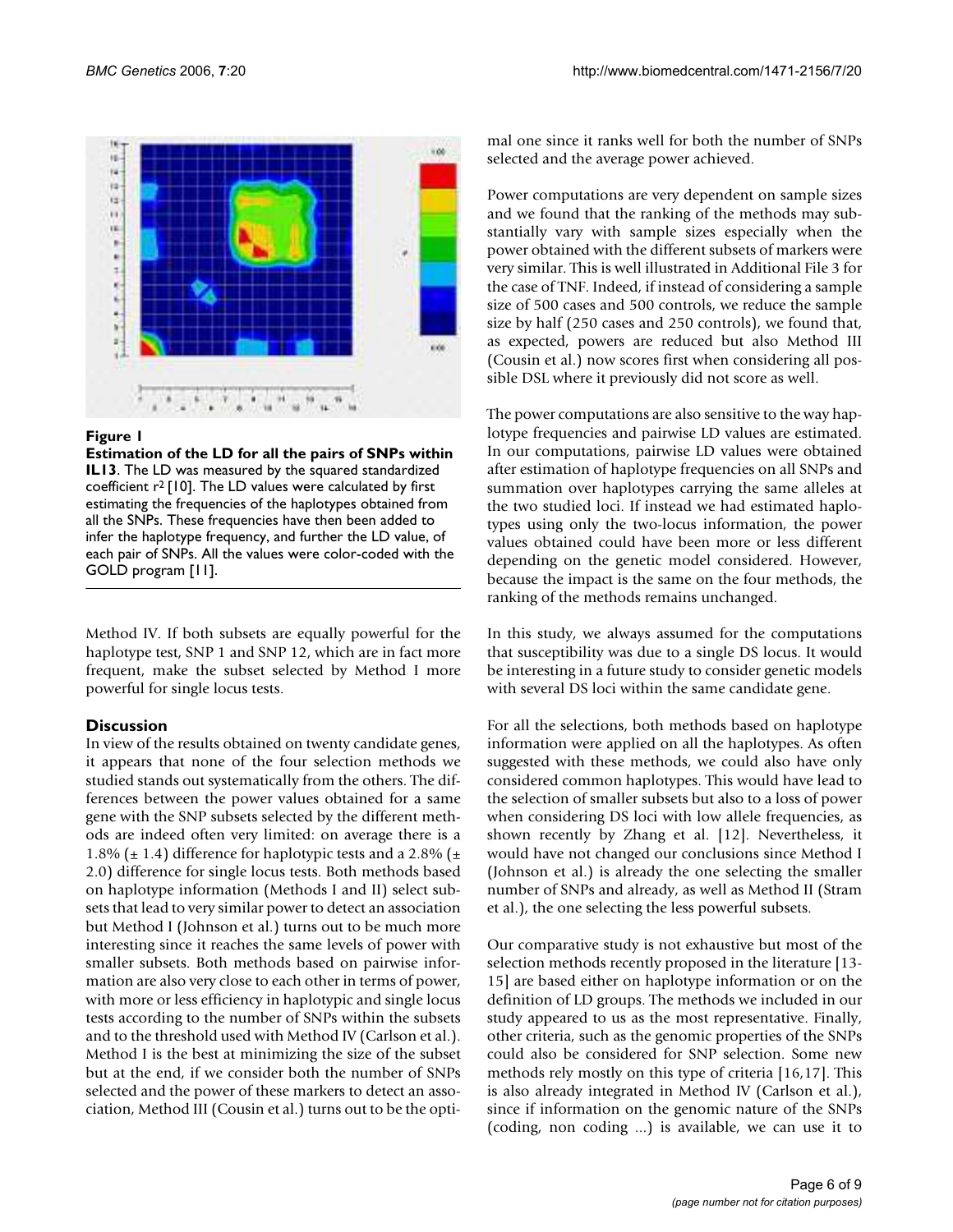**Figure 1**

**Estimation of the LD for all the pairs of SNPs within IL13**. The LD was measured by the squared standardized coefficient $r^2$ [10]. The LD values were calculated by first estimating the frequencies of the haplotypes obtained from all the SNPs. These frequencies have then been added to infer the haplotype frequency, and further the LD value, of each pair of SNPs. All the values were color-coded with the GOLD program [11].

Method IV. If both subsets are equally powerful for the haplotype test, SNP 1 and SNP 12, which are in fact more frequent, make the subset selected by Method I more powerful for single locus tests.

## Discussion

In view of the results obtained on twenty candidate genes, it appears that none of the four selection methods we studied stands out systematically from the others. The differences between the power values obtained for a same gene with the SNP subsets selected by the different methods are indeed often very limited: on average there is a 1.8% (± 1.4) difference for haplotypic tests and a 2.8% (± 2.0) difference for single locus tests. Both methods based on haplotype information (Methods I and II) select subsets that lead to very similar power to detect an association but Method I (Johnson et al.) turns out to be much more interesting since it reaches the same levels of power with smaller subsets. Both methods based on pairwise information are also very close to each other in terms of power, with more or less efficiency in haplotypic and single locus tests according to the number of SNPs within the subsets and to the threshold used with Method IV (Carlson et al.). Method I is the best at minimizing the size of the subset but at the end, if we consider both the number of SNPs selected and the power of these markers to detect an association, Method III (Cousin et al.) turns out to be the optimal one since it ranks well for both the number of SNPs selected and the average power achieved.

Power computations are very dependent on sample sizes and we found that the ranking of the methods may substantially vary with sample sizes especially when the power obtained with the different subsets of markers were very similar. This is well illustrated in Additional File 3 for the case of TNF. Indeed, if instead of considering a sample size of 500 cases and 500 controls, we reduce the sample size by half (250 cases and 250 controls), we found that, as expected, powers are reduced but also Method III (Cousin et al.) now scores first when considering all possible DSL where it previously did not score as well.

The power computations are also sensitive to the way haplotype frequencies and pairwise LD values are estimated. In our computations, pairwise LD values were obtained after estimation of haplotype frequencies on all SNPs and summation over haplotypes carrying the same alleles at the two studied loci. If instead we had estimated haplotypes using only the two-locus information, the power values obtained could have been more or less different depending on the genetic model considered. However, because the impact is the same on the four methods, the ranking of the methods remains unchanged.

In this study, we always assumed for the computations that susceptibility was due to a single DS locus. It would be interesting in a future study to consider genetic models with several DS loci within the same candidate gene.

For all the selections, both methods based on haplotype information were applied on all the haplotypes. As often suggested with these methods, we could also have only considered common haplotypes. This would have lead to the selection of smaller subsets but also to a loss of power when considering DS loci with low allele frequencies, as shown recently by Zhang et al. [12]. Nevertheless, it would have not changed our conclusions since Method I (Johnson et al.) is already the one selecting the smaller number of SNPs and already, as well as Method II (Stram et al.), the one selecting the less powerful subsets.

Our comparative study is not exhaustive but most of the selection methods recently proposed in the literature [13-15] are based either on haplotype information or on the definition of LD groups. The methods we included in our study appeared to us as the most representative. Finally, other criteria, such as the genomic properties of the SNPs could also be considered for SNP selection. Some new methods rely mostly on this type of criteria [16,17]. This is also already integrated in Method IV (Carlson et al.), since if information on the genomic nature of the SNPs (coding, non coding ...) is available, we can use it to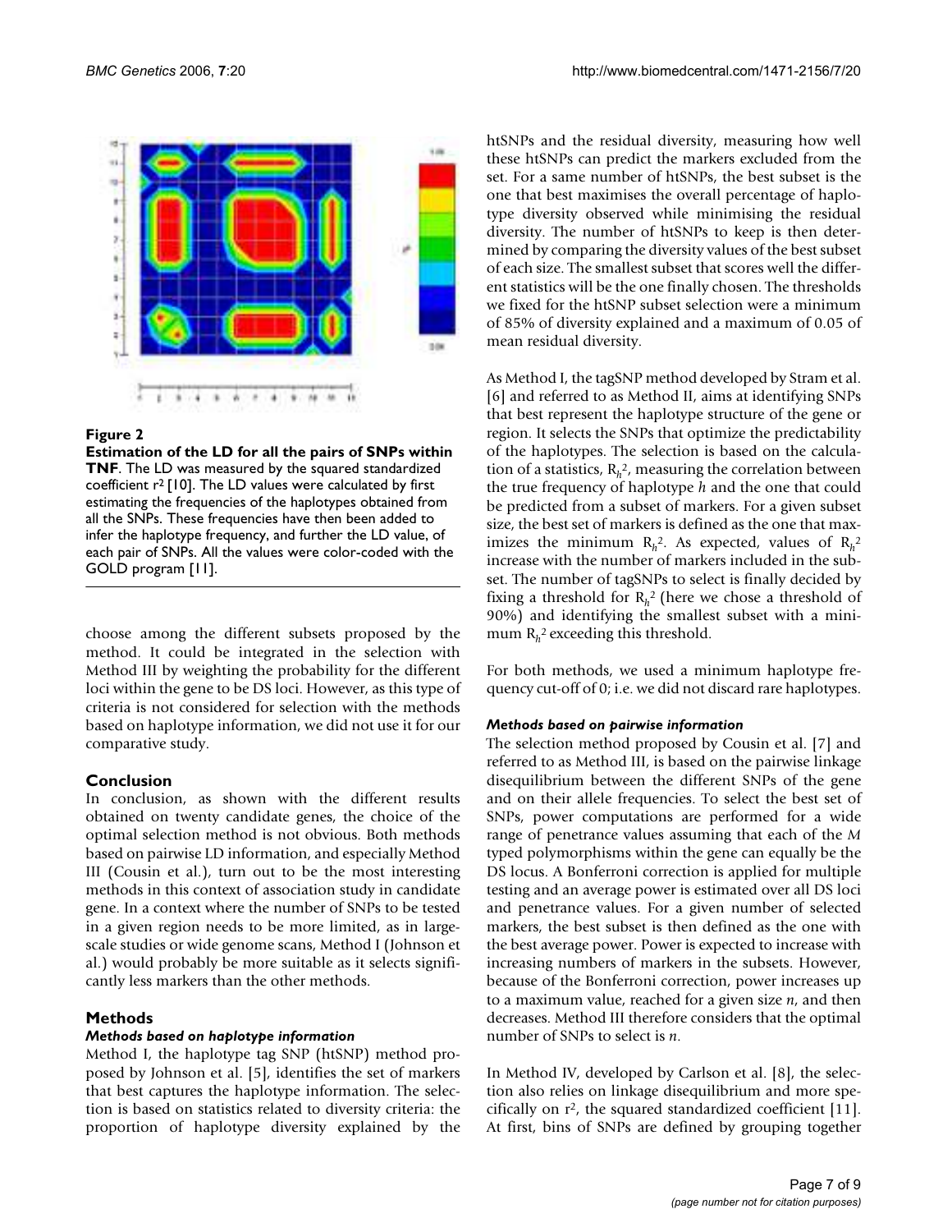**Figure 2**

**Estimation of the LD for all the pairs of SNPs within TNF**. The LD was measured by the squared standardized coefficient $r^2$ [10]. The LD values were calculated by first estimating the frequencies of the haplotypes obtained from all the SNPs. These frequencies have then been added to infer the haplotype frequency, and further the LD value, of each pair of SNPs. All the values were color-coded with the GOLD program [11].

choose among the different subsets proposed by the method. It could be integrated in the selection with Method III by weighting the probability for the different loci within the gene to be DS loci. However, as this type of criteria is not considered for selection with the methods based on haplotype information, we did not use it for our comparative study.

## Conclusion

In conclusion, as shown with the different results obtained on twenty candidate genes, the choice of the optimal selection method is not obvious. Both methods based on pairwise LD information, and especially Method III (Cousin et al.), turn out to be the most interesting methods in this context of association study in candidate gene. In a context where the number of SNPs to be tested in a given region needs to be more limited, as in large-scale studies or wide genome scans, Method I (Johnson et al.) would probably be more suitable as it selects significantly less markers than the other methods.

## Methods

### *Methods based on haplotype information*

Method I, the haplotype tag SNP (htSNP) method proposed by Johnson et al. [5], identifies the set of markers that best captures the haplotype information. The selection is based on statistics related to diversity criteria: the proportion of haplotype diversity explained by the htSNPs and the residual diversity, measuring how well these htSNPs can predict the markers excluded from the set. For a same number of htSNPs, the best subset is the one that best maximises the overall percentage of haplotype diversity observed while minimising the residual diversity. The number of htSNPs to keep is then determined by comparing the diversity values of the best subset of each size. The smallest subset that scores well the different statistics will be the one finally chosen. The thresholds we fixed for the htSNP subset selection were a minimum of 85% of diversity explained and a maximum of 0.05 of mean residual diversity.

As Method I, the tagSNP method developed by Stram et al. [6] and referred to as Method II, aims at identifying SNPs that best represent the haplotype structure of the gene or region. It selects the SNPs that optimize the predictability of the haplotypes. The selection is based on the calculation of a statistics, $R_h^2$, measuring the correlation between the true frequency of haplotype *h* and the one that could be predicted from a subset of markers. For a given subset size, the best set of markers is defined as the one that maximizes the minimum $R_h^2$. As expected, values of $R_h^2$ increase with the number of markers included in the subset. The number of tagSNPs to select is finally decided by fixing a threshold for $R_h^2$ (here we chose a threshold of 90%) and identifying the smallest subset with a minimum $R_h^2$ exceeding this threshold.

For both methods, we used a minimum haplotype frequency cut-off of 0; i.e. we did not discard rare haplotypes.

### *Methods based on pairwise information*

The selection method proposed by Cousin et al. [7] and referred to as Method III, is based on the pairwise linkage disequilibrium between the different SNPs of the gene and on their allele frequencies. To select the best set of SNPs, power computations are performed for a wide range of penetrance values assuming that each of the *M* typed polymorphisms within the gene can equally be the DS locus. A Bonferroni correction is applied for multiple testing and an average power is estimated over all DS loci and penetrance values. For a given number of selected markers, the best subset is then defined as the one with the best average power. Power is expected to increase with increasing numbers of markers in the subsets. However, because of the Bonferroni correction, power increases up to a maximum value, reached for a given size *n*, and then decreases. Method III therefore considers that the optimal number of SNPs to select is *n*.

In Method IV, developed by Carlson et al. [8], the selection also relies on linkage disequilibrium and more specifically on $r^2$, the squared standardized coefficient [11]. At first, bins of SNPs are defined by grouping together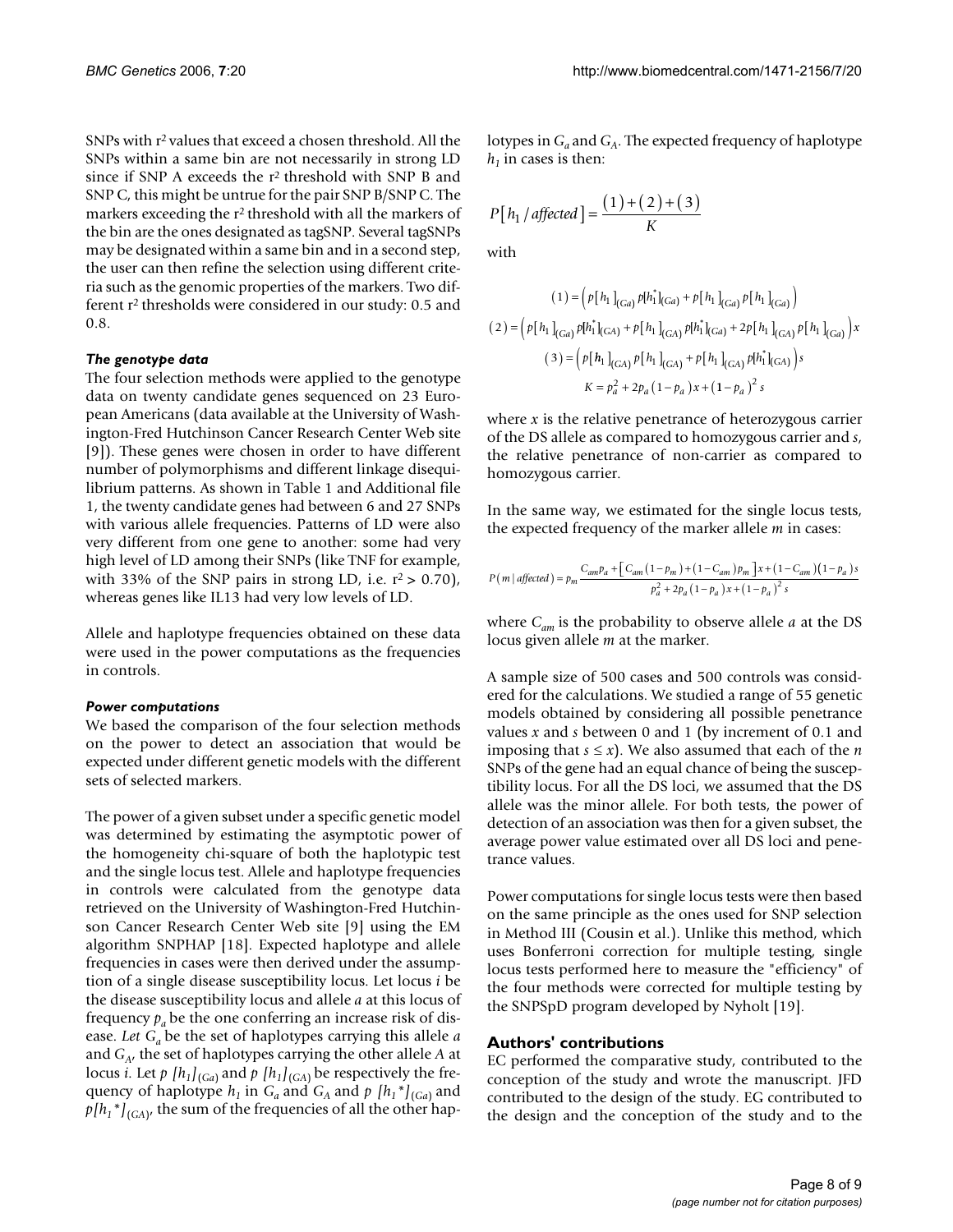SNPs with $r^2$ values that exceed a chosen threshold. All the SNPs within a same bin are not necessarily in strong LD since if SNP A exceeds the $r^2$ threshold with SNP B and SNP C, this might be untrue for the pair SNP B/SNP C. The markers exceeding the $r^2$ threshold with all the markers of the bin are the ones designated as tagSNP. Several tagSNPs may be designated within a same bin and in a second step, the user can then refine the selection using different criteria such as the genomic properties of the markers. Two different $r^2$ thresholds were considered in our study: 0.5 and 0.8.

### *The genotype data*

The four selection methods were applied to the genotype data on twenty candidate genes sequenced on 23 European Americans (data available at the University of Washington-Fred Hutchinson Cancer Research Center Web site [9]). These genes were chosen in order to have different number of polymorphisms and different linkage disequilibrium patterns. As shown in Table 1 and Additional file 1, the twenty candidate genes had between 6 and 27 SNPs with various allele frequencies. Patterns of LD were also very different from one gene to another: some had very high level of LD among their SNPs (like TNF for example, with 33% of the SNP pairs in strong LD, i.e. $r^2 > 0.70$), whereas genes like IL13 had very low levels of LD.

Allele and haplotype frequencies obtained on these data were used in the power computations as the frequencies in controls.

### *Power computations*

We based the comparison of the four selection methods on the power to detect an association that would be expected under different genetic models with the different sets of selected markers.

The power of a given subset under a specific genetic model was determined by estimating the asymptotic power of the homogeneity chi-square of both the haplotypic test and the single locus test. Allele and haplotype frequencies in controls were calculated from the genotype data retrieved on the University of Washington-Fred Hutchinson Cancer Research Center Web site [9] using the EM algorithm SNPHAP [18]. Expected haplotype and allele frequencies in cases were then derived under the assumption of a single disease susceptibility locus. Let locus *i* be the disease susceptibility locus and allele *a* at this locus of frequency $p_a$ be the one conferring an increase risk of disease. Let $G_a$ be the set of haplotypes carrying this allele *a* and $G_A$, the set of haplotypes carrying the other allele *A* at locus *i*. Let $p[h_1]_{(Ga)}$ and $p[h_1]_{(GA)}$ be respectively the frequency of haplotype $h_1$ in $G_a$ and $G_A$ and $p[h_1^*]_{(Ga)}$ and $p[h_1^*]_{(GA)}$, the sum of the frequencies of all the other haplotypes in $G_a$ and $G_A$. The expected frequency of haplotype $h_1$ in cases is then:

$$P[h_1 / affected] = \frac{(1)+(2)+(3)}{K}$$

with

$$(1) = \left( p[h_1]_{(Ga)} p[h_1^*]_{(Ga)} + p[h_1]_{(Ga)} p[h_1]_{(Ga)} \right)$$

$$(2) = \left( p[h_1]_{(Ga)} p[h_1^*]_{(GA)} + p[h_1]_{(GA)} p[h_1^*]_{(Ga)} + 2p[h_1]_{(GA)} p[h_1]_{(Ga)} \right) x$$

$$(3) = \left( p[h_1]_{(GA)} p[h_1]_{(GA)} + p[h_1]_{(GA)} p[h_1^*]_{(GA)} \right) s$$

$$K = p_a^2 + 2p_a(1-p_a)x + (1-p_a)^2 s$$

where $x$ is the relative penetrance of heterozygous carrier of the DS allele as compared to homozygous carrier and $s$, the relative penetrance of non-carrier as compared to homozygous carrier.

In the same way, we estimated for the single locus tests, the expected frequency of the marker allele $m$ in cases:

$$P(m \mid affected) = p_m \frac{C_{am} p_a + \left[ C_{am}(1-p_m) + (1-C_{am}) p_m \right] x + (1-C_{am})(1-p_a) s}{p_a^2 + 2p_a(1-p_a)x + (1-p_a)^2 s}$$

where $C_{am}$ is the probability to observe allele $a$ at the DS locus given allele $m$ at the marker.

A sample size of 500 cases and 500 controls was considered for the calculations. We studied a range of 55 genetic models obtained by considering all possible penetrance values $x$ and $s$ between 0 and 1 (by increment of 0.1 and imposing that $s \leq x$). We also assumed that each of the $n$ SNPs of the gene had an equal chance of being the susceptibility locus. For all the DS loci, we assumed that the DS allele was the minor allele. For both tests, the power of detection of an association was then for a given subset, the average power value estimated over all DS loci and penetrance values.

Power computations for single locus tests were then based on the same principle as the ones used for SNP selection in Method III (Cousin et al.). Unlike this method, which uses Bonferroni correction for multiple testing, single locus tests performed here to measure the "efficiency" of the four methods were corrected for multiple testing by the SNPSpD program developed by Nyholt [19].

## Authors' contributions

EC performed the comparative study, contributed to the conception of the study and wrote the manuscript. JFD contributed to the design of the study. EG contributed to the design and the conception of the study and to the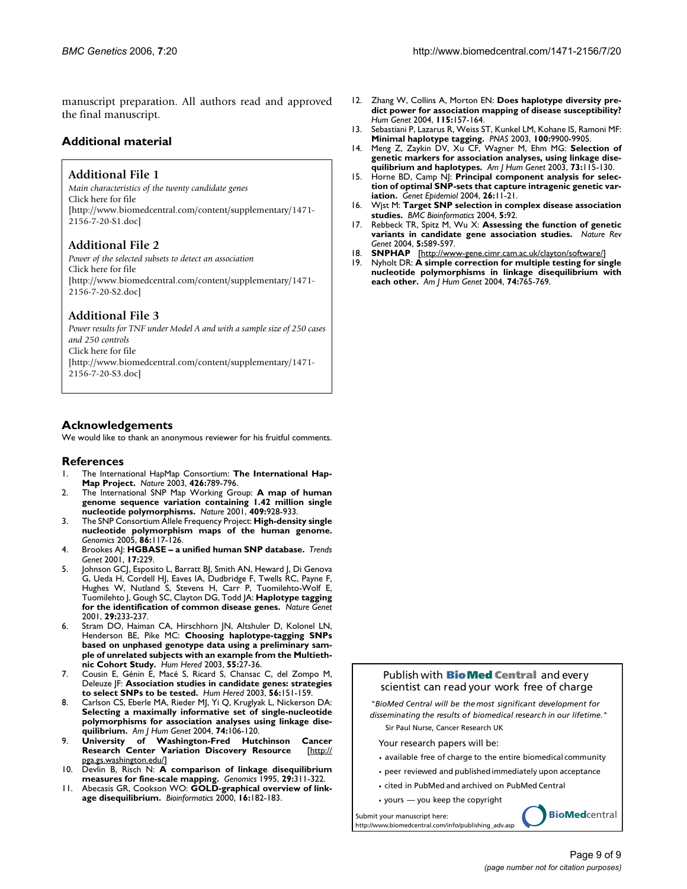manuscript preparation. All authors read and approved the final manuscript.

## Additional material

### Additional File 1

*Main characteristics of the twenty candidate genes*
Click here for file
[http://www.biomedcentral.com/content/supplementary/1471-2156-7-20-S1.doc]

### Additional File 2

*Power of the selected subsets to detect an association*
Click here for file
[http://www.biomedcentral.com/content/supplementary/1471-2156-7-20-S2.doc]

### Additional File 3

*Power results for TNF under Model A and with a sample size of 250 cases and 250 controls*
Click here for file
[http://www.biomedcentral.com/content/supplementary/1471-2156-7-20-S3.doc]

## Acknowledgements

We would like to thank an anonymous reviewer for his fruitful comments.

## References

1. The International HapMap Consortium: **The International HapMap Project.** *Nature* 2003, **426:**789-796.
2. The International SNP Map Working Group: **A map of human genome sequence variation containing 1.42 million single nucleotide polymorphisms.** *Nature* 2001, **409:**928-933.
3. The SNP Consortium Allele Frequency Project: **High-density single nucleotide polymorphism maps of the human genome.** *Genomics* 2005, **86:**117-126.
4. Brookes AJ: **HGBASE – a unified human SNP database.** *Trends Genet* 2001, **17:**229.
5. Johnson GCJ, Esposito L, Barratt BJ, Smith AN, Heward J, Di Genova G, Ueda H, Cordell HJ, Eaves IA, Dudbridge F, Twells RC, Payne F, Hughes W, Nutland S, Stevens H, Carr P, Tuomilehto-Wolf E, Tuomilehto J, Gough SC, Clayton DG, Todd JA: **Haplotype tagging for the identification of common disease genes.** *Nature Genet* 2001, **29:**233-237.
6. Stram DO, Haiman CA, Hirschhorn JN, Altshuler D, Kolonel LN, Henderson BE, Pike MC: **Choosing haplotype-tagging SNPs based on unphased genotype data using a preliminary sample of unrelated subjects with an example from the Multiethnic Cohort Study.** *Hum Hered* 2003, **55:**27-36.
7. Cousin E, Génin E, Macé S, Ricard S, Chansac C, del Zompo M, Deleuze JF: **Association studies in candidate genes: strategies to select SNPs to be tested.** *Hum Hered* 2003, **56:**151-159.
8. Carlson CS, Eberle MA, Rieder MJ, Yi Q, Kruglyak L, Nickerson DA: **Selecting a maximally informative set of single-nucleotide polymorphisms for association analyses using linkage disequilibrium.** *Am J Hum Genet* 2004, **74:**106-120.
9. **University of Washington-Fred Hutchinson Cancer Research Center Variation Discovery Resource** [http://pga.gs.washington.edu/]
10. Devlin B, Risch N: **A comparison of linkage disequilibrium measures for fine-scale mapping.** *Genomics* 1995, **29:**311-322.
11. Abecasis GR, Cookson WO: **GOLD-graphical overview of linkage disequilibrium.** *Bioinformatics* 2000, **16:**182-183.
12. Zhang W, Collins A, Morton EN: **Does haplotype diversity predict power for association mapping of disease susceptibility?** *Hum Genet* 2004, **115:**157-164.
13. Sebastiani P, Lazarus R, Weiss ST, Kunkel LM, Kohane IS, Ramoni MF: **Minimal haplotype tagging.** *PNAS* 2003, **100:**9900-9905.
14. Meng Z, Zaykin DV, Xu CF, Wagner M, Ehm MG: **Selection of genetic markers for association analyses, using linkage disequilibrium and haplotypes.** *Am J Hum Genet* 2003, **73:**115-130.
15. Horne BD, Camp NJ: **Principal component analysis for selection of optimal SNP-sets that capture intragenic genetic variation.** *Genet Epidemiol* 2004, **26:**11-21.
16. Wjst M: **Target SNP selection in complex disease association studies.** *BMC Bioinformatics* 2004, **5:**92.
17. Rebbeck TR, Spitz M, Wu X: **Assessing the function of genetic variants in candidate gene association studies.** *Nature Rev Genet* 2004, **5:**589-597.
18. **SNPHAP** [http://www-gene.cimr.cam.ac.uk/clayton/software/]
19. Nyholt DR: **A simple correction for multiple testing for single nucleotide polymorphisms in linkage disequilibrium with each other.** *Am J Hum Genet* 2004, **74:**765-769.

Publish with **BioMed Central** and every scientist can read your work free of charge

*"BioMed Central will be the most significant development for disseminating the results of biomedical research in our lifetime."*
Sir Paul Nurse, Cancer Research UK

Your research papers will be:

- available free of charge to the entire biomedical community
- peer reviewed and published immediately upon acceptance
- cited in PubMed and archived on PubMed Central
- yours — you keep the copyright

Submit your manuscript here:
http://www.biomedcentral.com/info/publishing_adv.asp

BioMedcentral